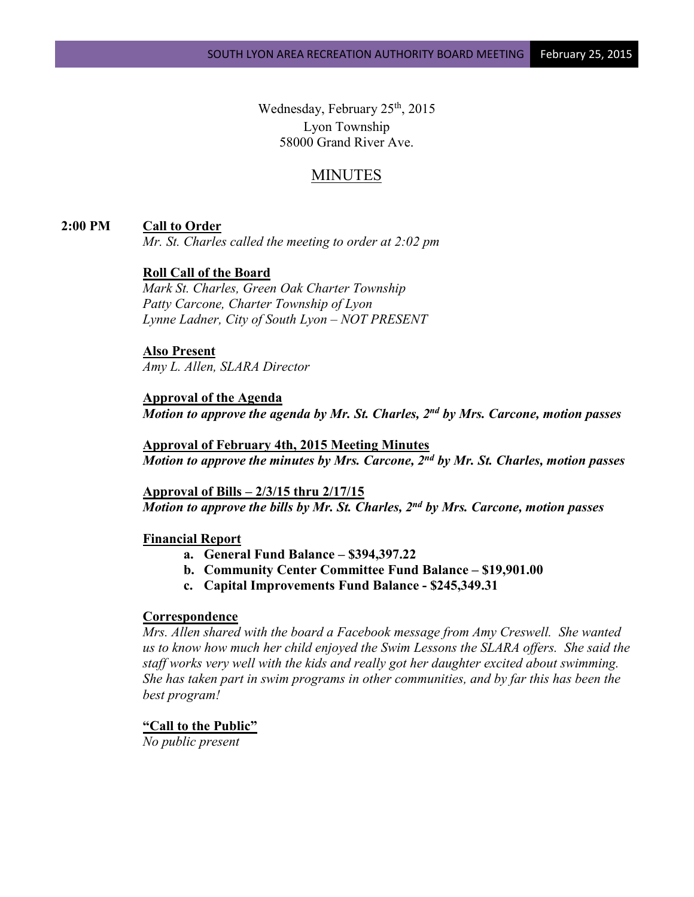Wednesday, February 25th, 2015
Lyon Township
58000 Grand River Ave.

# MINUTES

**2:00 PM** **Call to Order**

*Mr. St. Charles called the meeting to order at 2:02 pm*

**Roll Call of the Board**

*Mark St. Charles, Green Oak Charter Township*
*Patty Carcone, Charter Township of Lyon*
*Lynne Ladner, City of South Lyon – NOT PRESENT*

**Also Present**

*Amy L. Allen, SLARA Director*

**Approval of the Agenda**

***Motion to approve the agenda by Mr. St. Charles, 2nd by Mrs. Carcone, motion passes***

**Approval of February 4th, 2015 Meeting Minutes**

***Motion to approve the minutes by Mrs. Carcone, 2nd by Mr. St. Charles, motion passes***

**Approval of Bills – 2/3/15 thru 2/17/15**

***Motion to approve the bills by Mr. St. Charles, 2nd by Mrs. Carcone, motion passes***

**Financial Report**

- **a. General Fund Balance – $394,397.22**
- **b. Community Center Committee Fund Balance – $19,901.00**
- **c. Capital Improvements Fund Balance - $245,349.31**

**Correspondence**

*Mrs. Allen shared with the board a Facebook message from Amy Creswell. She wanted us to know how much her child enjoyed the Swim Lessons the SLARA offers. She said the staff works very well with the kids and really got her daughter excited about swimming. She has taken part in swim programs in other communities, and by far this has been the best program!*

**"Call to the Public"**

*No public present*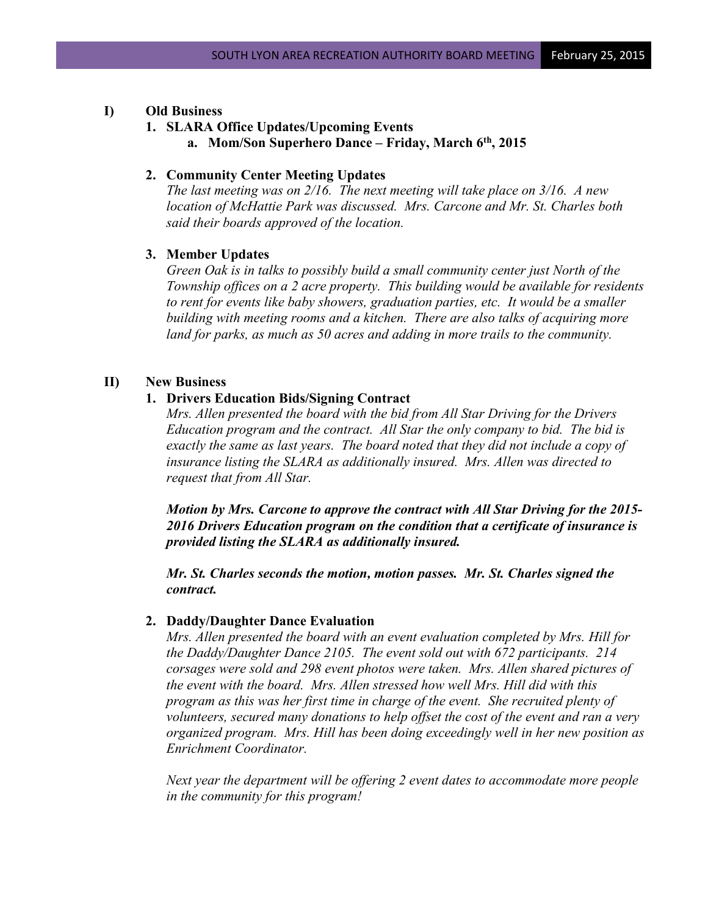## I) Old Business

### 1. SLARA Office Updates/Upcoming Events

**a. Mom/Son Superhero Dance – Friday, March 6th, 2015**

### 2. Community Center Meeting Updates

*The last meeting was on 2/16. The next meeting will take place on 3/16. A new location of McHattie Park was discussed. Mrs. Carcone and Mr. St. Charles both said their boards approved of the location.*

### 3. Member Updates

*Green Oak is in talks to possibly build a small community center just North of the Township offices on a 2 acre property. This building would be available for residents to rent for events like baby showers, graduation parties, etc. It would be a smaller building with meeting rooms and a kitchen. There are also talks of acquiring more land for parks, as much as 50 acres and adding in more trails to the community.*

## II) New Business

### 1. Drivers Education Bids/Signing Contract

*Mrs. Allen presented the board with the bid from All Star Driving for the Drivers Education program and the contract. All Star the only company to bid. The bid is exactly the same as last years. The board noted that they did not include a copy of insurance listing the SLARA as additionally insured. Mrs. Allen was directed to request that from All Star.*

***Motion by Mrs. Carcone to approve the contract with All Star Driving for the 2015-2016 Drivers Education program on the condition that a certificate of insurance is provided listing the SLARA as additionally insured.***

***Mr. St. Charles seconds the motion, motion passes. Mr. St. Charles signed the contract.***

### 2. Daddy/Daughter Dance Evaluation

*Mrs. Allen presented the board with an event evaluation completed by Mrs. Hill for the Daddy/Daughter Dance 2105. The event sold out with 672 participants. 214 corsages were sold and 298 event photos were taken. Mrs. Allen shared pictures of the event with the board. Mrs. Allen stressed how well Mrs. Hill did with this program as this was her first time in charge of the event. She recruited plenty of volunteers, secured many donations to help offset the cost of the event and ran a very organized program. Mrs. Hill has been doing exceedingly well in her new position as Enrichment Coordinator.*

*Next year the department will be offering 2 event dates to accommodate more people in the community for this program!*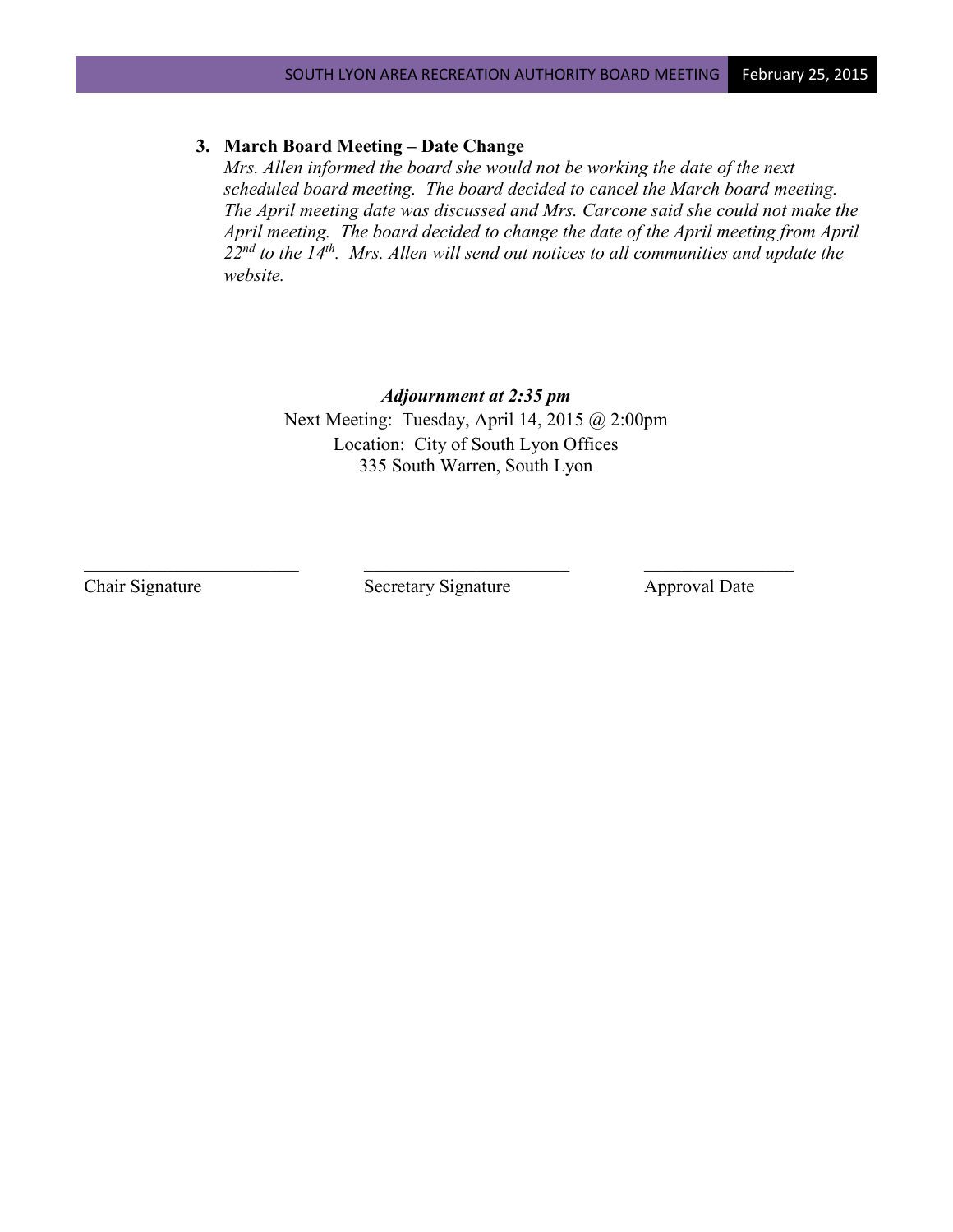3. **March Board Meeting – Date Change**

   *Mrs. Allen informed the board she would not be working the date of the next scheduled board meeting. The board decided to cancel the March board meeting. The April meeting date was discussed and Mrs. Carcone said she could not make the April meeting. The board decided to change the date of the April meeting from April 22nd to the 14th. Mrs. Allen will send out notices to all communities and update the website.*

***Adjournment at 2:35 pm***

Next Meeting: Tuesday, April 14, 2015 @ 2:00pm

Location: City of South Lyon Offices

335 South Warren, South Lyon

| | | |
|---|---|---|
| ______________________ | ______________________ | ______________ |
| Chair Signature | Secretary Signature | Approval Date |